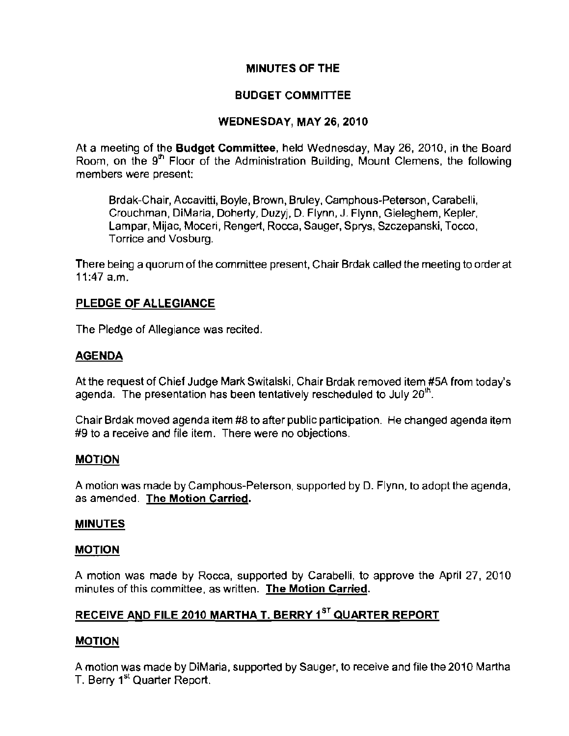# MINUTES OF THE

# BUDGET COMMITTEE

# WEDNESDAY, MAY 26, 2010

At a meeting of the **Budget Committee**, held Wednesday, May 26, 2010, in the Board Room, on the 9th Floor of the Administration Building, Mount Clemens, the following members were present:

> Brdak-Chair, Accavitti, Boyle, Brown, Bruley, Camphous-Peterson, Carabelli, Crouchman, DiMaria, Doherty, Duzyj, D. Flynn, J. Flynn, Gieleghem, Kepler, Lampar, Mijac, Moceri, Rengert, Rocca, Sauger, Sprys, Szczepanski, Tocco, Torrice and Vosburg.

There being a quorum of the committee present, Chair Brdak called the meeting to order at 11:47 a.m.

## PLEDGE OF ALLEGIANCE

The Pledge of Allegiance was recited.

## AGENDA

At the request of Chief Judge Mark Switalski, Chair Brdak removed item #5A from today's agenda. The presentation has been tentatively rescheduled to July 20th.

Chair Brdak moved agenda item #8 to after public participation. He changed agenda item #9 to a receive and file item. There were no objections.

## MOTION

A motion was made by Camphous-Peterson, supported by D. Flynn, to adopt the agenda, as amended. **The Motion Carried.**

## MINUTES

## MOTION

A motion was made by Rocca, supported by Carabelli, to approve the April 27, 2010 minutes of this committee, as written. **The Motion Carried.**

## RECEIVE AND FILE 2010 MARTHA T. BERRY 1ST QUARTER REPORT

## MOTION

A motion was made by DiMaria, supported by Sauger, to receive and file the 2010 Martha T. Berry 1st Quarter Report.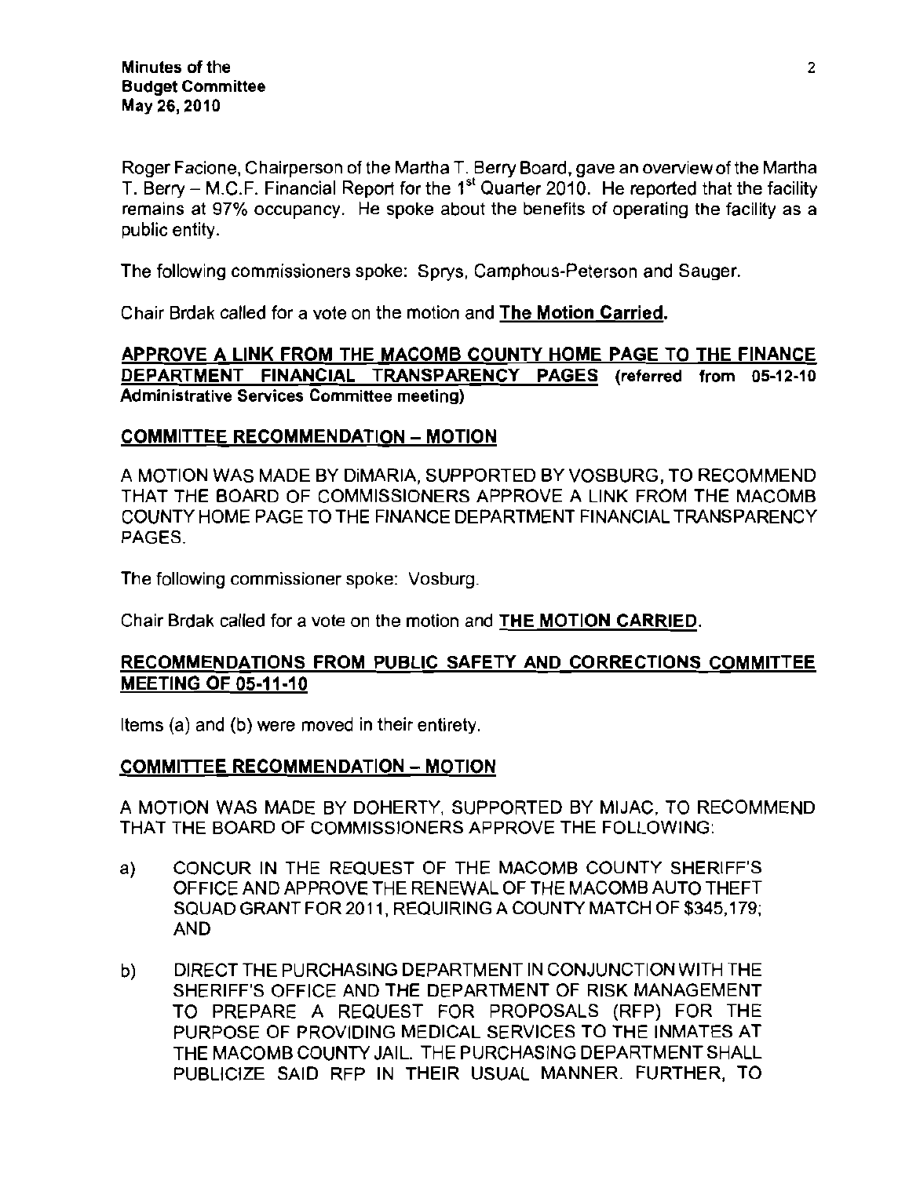Roger Facione, Chairperson of the Martha T. Berry Board, gave an overview of the Martha T. Berry – M.C.F. Financial Report for the 1st Quarter 2010. He reported that the facility remains at 97% occupancy. He spoke about the benefits of operating the facility as a public entity.

The following commissioners spoke: Sprys, Camphous-Peterson and Sauger.

Chair Brdak called for a vote on the motion and **The Motion Carried.**

**APPROVE A LINK FROM THE MACOMB COUNTY HOME PAGE TO THE FINANCE DEPARTMENT FINANCIAL TRANSPARENCY PAGES** (referred from 05-12-10 Administrative Services Committee meeting)

**COMMITTEE RECOMMENDATION – MOTION**

A MOTION WAS MADE BY DiMARIA, SUPPORTED BY VOSBURG, TO RECOMMEND THAT THE BOARD OF COMMISSIONERS APPROVE A LINK FROM THE MACOMB COUNTY HOME PAGE TO THE FINANCE DEPARTMENT FINANCIAL TRANSPARENCY PAGES.

The following commissioner spoke: Vosburg.

Chair Brdak called for a vote on the motion and **THE MOTION CARRIED.**

**RECOMMENDATIONS FROM PUBLIC SAFETY AND CORRECTIONS COMMITTEE MEETING OF 05-11-10**

Items (a) and (b) were moved in their entirety.

**COMMITTEE RECOMMENDATION – MOTION**

A MOTION WAS MADE BY DOHERTY, SUPPORTED BY MIJAC, TO RECOMMEND THAT THE BOARD OF COMMISSIONERS APPROVE THE FOLLOWING:

a) CONCUR IN THE REQUEST OF THE MACOMB COUNTY SHERIFF'S OFFICE AND APPROVE THE RENEWAL OF THE MACOMB AUTO THEFT SQUAD GRANT FOR 2011, REQUIRING A COUNTY MATCH OF $345,179; AND

b) DIRECT THE PURCHASING DEPARTMENT IN CONJUNCTION WITH THE SHERIFF'S OFFICE AND THE DEPARTMENT OF RISK MANAGEMENT TO PREPARE A REQUEST FOR PROPOSALS (RFP) FOR THE PURPOSE OF PROVIDING MEDICAL SERVICES TO THE INMATES AT THE MACOMB COUNTY JAIL. THE PURCHASING DEPARTMENT SHALL PUBLICIZE SAID RFP IN THEIR USUAL MANNER. FURTHER, TO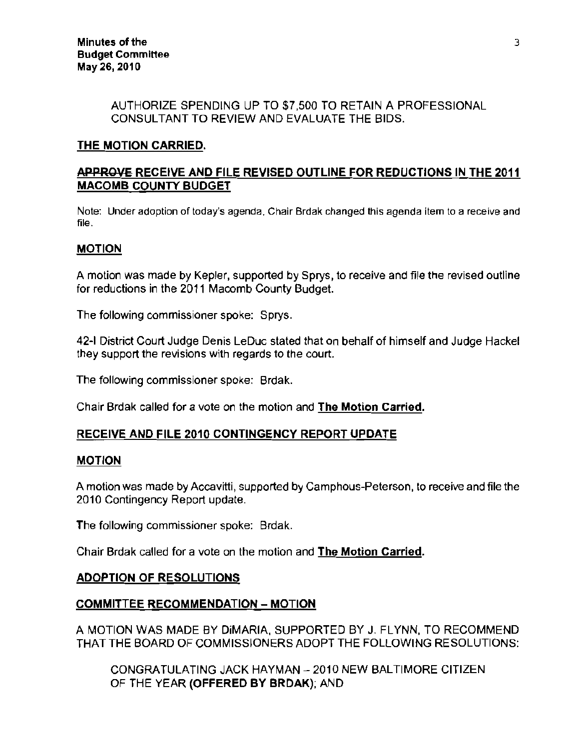AUTHORIZE SPENDING UP TO $7,500 TO RETAIN A PROFESSIONAL CONSULTANT TO REVIEW AND EVALUATE THE BIDS.

**THE MOTION CARRIED.**

## ~~APPROVE~~ RECEIVE AND FILE REVISED OUTLINE FOR REDUCTIONS IN THE 2011 MACOMB COUNTY BUDGET

Note: Under adoption of today's agenda, Chair Brdak changed this agenda item to a receive and file.

### MOTION

A motion was made by Kepler, supported by Sprys, to receive and file the revised outline for reductions in the 2011 Macomb County Budget.

The following commissioner spoke: Sprys.

42-I District Court Judge Denis LeDuc stated that on behalf of himself and Judge Hackel they support the revisions with regards to the court.

The following commissioner spoke: Brdak.

Chair Brdak called for a vote on the motion and **The Motion Carried.**

## RECEIVE AND FILE 2010 CONTINGENCY REPORT UPDATE

### MOTION

A motion was made by Accavitti, supported by Camphous-Peterson, to receive and file the 2010 Contingency Report update.

The following commissioner spoke: Brdak.

Chair Brdak called for a vote on the motion and **The Motion Carried.**

## ADOPTION OF RESOLUTIONS

### COMMITTEE RECOMMENDATION – MOTION

A MOTION WAS MADE BY DiMARIA, SUPPORTED BY J. FLYNN, TO RECOMMEND THAT THE BOARD OF COMMISSIONERS ADOPT THE FOLLOWING RESOLUTIONS:

CONGRATULATING JACK HAYMAN – 2010 NEW BALTIMORE CITIZEN OF THE YEAR **(OFFERED BY BRDAK)**; AND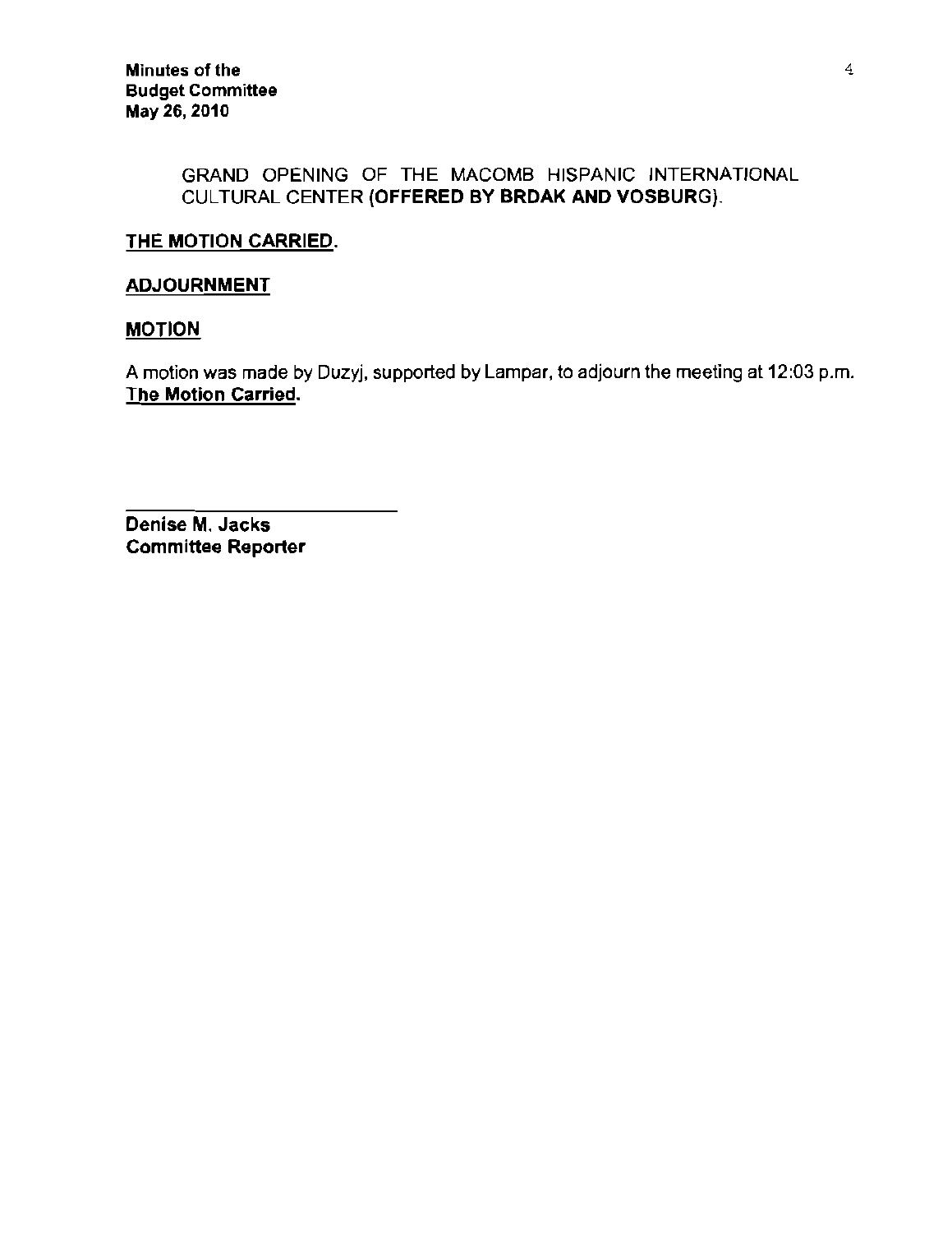GRAND OPENING OF THE MACOMB HISPANIC INTERNATIONAL CULTURAL CENTER **(OFFERED BY BRDAK AND VOSBURG)**.

**THE MOTION CARRIED.**

**ADJOURNMENT**

**MOTION**

A motion was made by Duzyj, supported by Lampar, to adjourn the meeting at 12:03 p.m. **The Motion Carried.**

\_\_\_\_\_\_\_\_\_\_\_\_\_\_\_\_\_\_\_\_\_\_\_\_\_\_\_\_

**Denise M. Jacks**
**Committee Reporter**